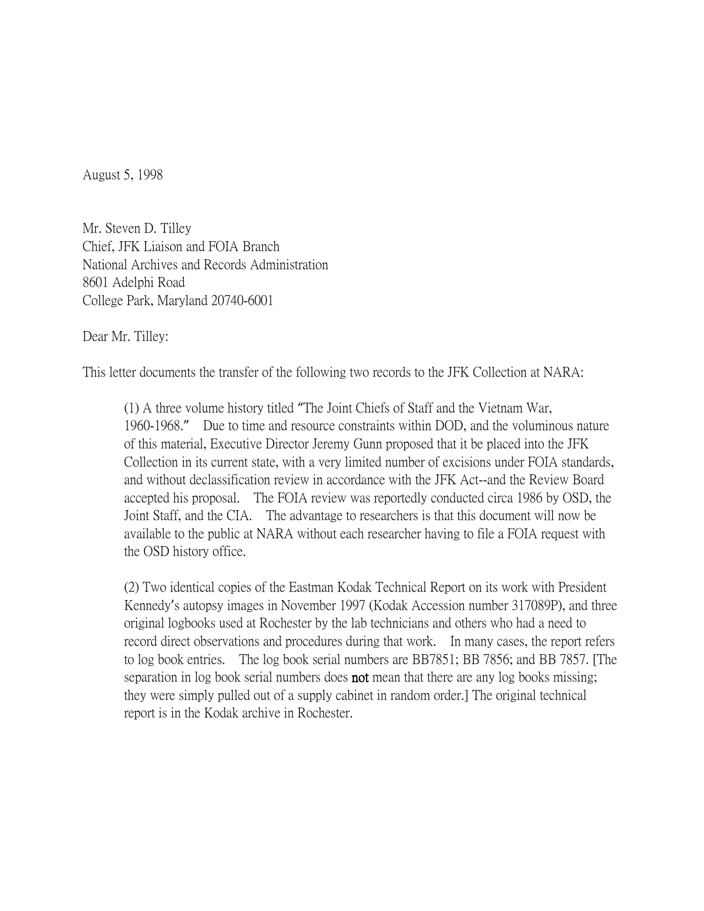August 5, 1998

Mr. Steven D. Tilley
Chief, JFK Liaison and FOIA Branch
National Archives and Records Administration
8601 Adelphi Road
College Park, Maryland 20740-6001

Dear Mr. Tilley:

This letter documents the transfer of the following two records to the JFK Collection at NARA:

(1) A three volume history titled "The Joint Chiefs of Staff and the Vietnam War, 1960-1968." Due to time and resource constraints within DOD, and the voluminous nature of this material, Executive Director Jeremy Gunn proposed that it be placed into the JFK Collection in its current state, with a very limited number of excisions under FOIA standards, and without declassification review in accordance with the JFK Act--and the Review Board accepted his proposal. The FOIA review was reportedly conducted circa 1986 by OSD, the Joint Staff, and the CIA. The advantage to researchers is that this document will now be available to the public at NARA without each researcher having to file a FOIA request with the OSD history office.

(2) Two identical copies of the Eastman Kodak Technical Report on its work with President Kennedy's autopsy images in November 1997 (Kodak Accession number 317089P), and three original logbooks used at Rochester by the lab technicians and others who had a need to record direct observations and procedures during that work. In many cases, the report refers to log book entries. The log book serial numbers are BB7851; BB 7856; and BB 7857. [The separation in log book serial numbers does **not** mean that there are any log books missing; they were simply pulled out of a supply cabinet in random order.] The original technical report is in the Kodak archive in Rochester.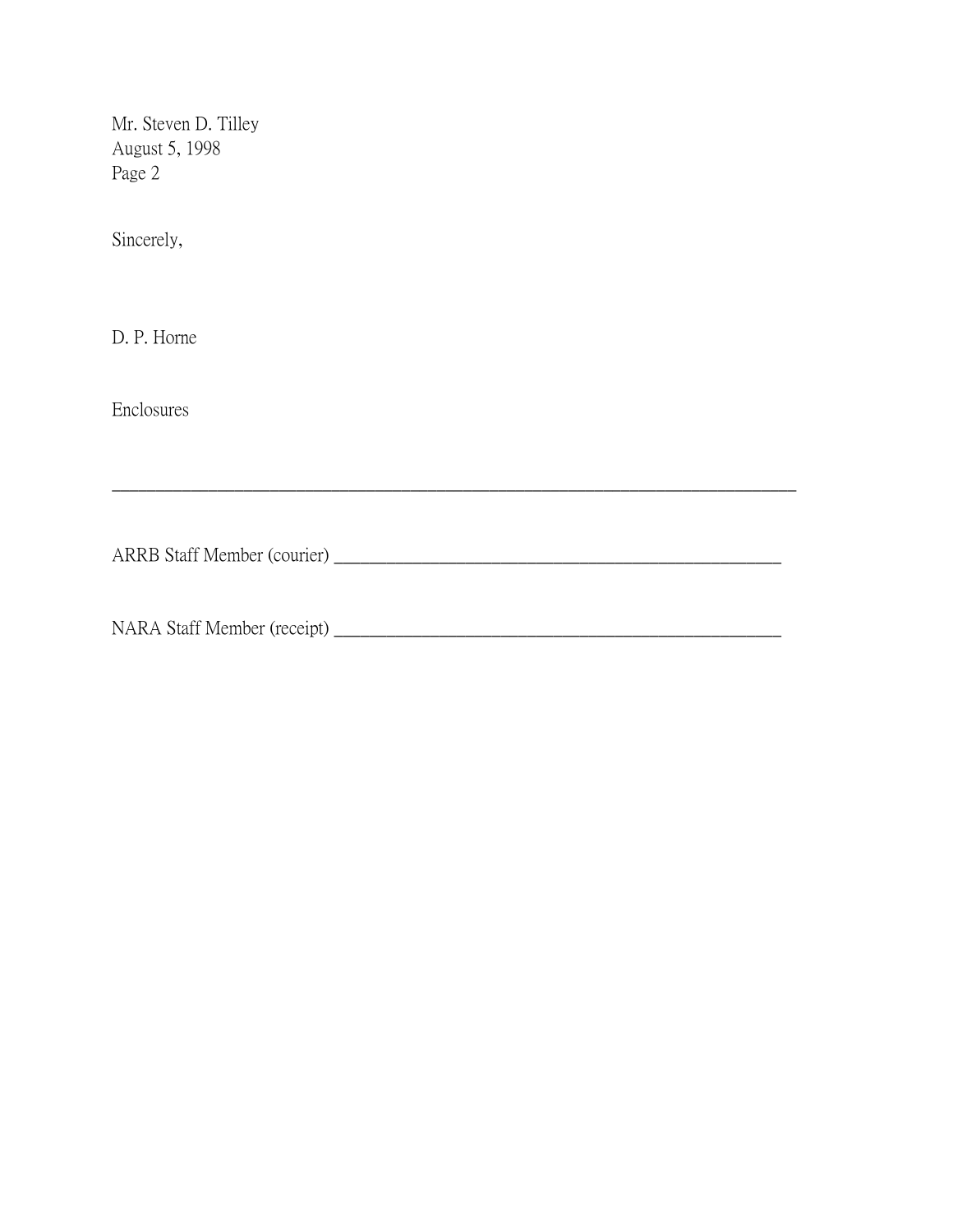Mr. Steven D. Tilley
August 5, 1998
Page 2

Sincerely,

D. P. Horne

Enclosures

---

ARRB Staff Member (courier) ____________________________________________

NARA Staff Member (receipt) ____________________________________________